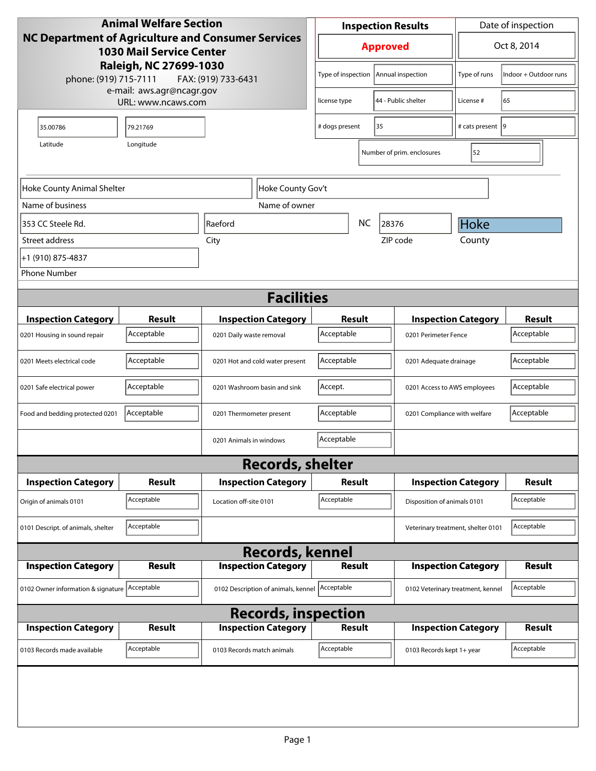**Animal Welfare Section**
**NC Department of Agriculture and Consumer Services**
**1030 Mail Service Center**
**Raleigh, NC 27699-1030**
phone: (919) 715-7111 FAX: (919) 733-6431
e-mail: aws.agr@ncagr.gov
URL: www.ncaws.com

| Inspection Results | Date of inspection |
|---|---|
| **Approved** | Oct 8, 2014 |

| | | | |
|---|---|---|---|
| Type of inspection | Annual inspection | Type of runs | Indoor + Outdoor runs |
| license type | 44 - Public shelter | License # | 65 |
| # dogs present | 35 | # cats present | 9 |
| Number of prim. enclosures | 52 | | |

| Latitude | Longitude |
|---|---|
| 35.00786 | 79.21769 |

| Field | Value |
|---|---|
| Name of business | Hoke County Animal Shelter |
| Name of owner | Hoke County Gov't |
| Street address | 353 CC Steele Rd. |
| City | Raeford |
| State | NC |
| ZIP code | 28376 |
| County | Hoke |
| Phone Number | +1 (910) 875-4837 |

## Facilities

| Inspection Category | Result | Inspection Category | Result | Inspection Category | Result |
|---|---|---|---|---|---|
| 0201 Housing in sound repair | Acceptable | 0201 Daily waste removal | Acceptable | 0201 Perimeter Fence | Acceptable |
| 0201 Meets electrical code | Acceptable | 0201 Hot and cold water present | Acceptable | 0201 Adequate drainage | Acceptable |
| 0201 Safe electrical power | Acceptable | 0201 Washroom basin and sink | Accept. | 0201 Access to AWS employees | Acceptable |
| Food and bedding protected 0201 | Acceptable | 0201 Thermometer present | Acceptable | 0201 Compliance with welfare | Acceptable |
| | | 0201 Animals in windows | Acceptable | | |

## Records, shelter

| Inspection Category | Result | Inspection Category | Result | Inspection Category | Result |
|---|---|---|---|---|---|
| Origin of animals 0101 | Acceptable | Location off-site 0101 | Acceptable | Disposition of animals 0101 | Acceptable |
| 0101 Descript. of animals, shelter | Acceptable | | | Veterinary treatment, shelter 0101 | Acceptable |

## Records, kennel

| Inspection Category | Result | Inspection Category | Result | Inspection Category | Result |
|---|---|---|---|---|---|
| 0102 Owner information & signature | Acceptable | 0102 Description of animals, kennel | Acceptable | 0102 Veterinary treatment, kennel | Acceptable |

## Records, inspection

| Inspection Category | Result | Inspection Category | Result | Inspection Category | Result |
|---|---|---|---|---|---|
| 0103 Records made available | Acceptable | 0103 Records match animals | Acceptable | 0103 Records kept 1+ year | Acceptable |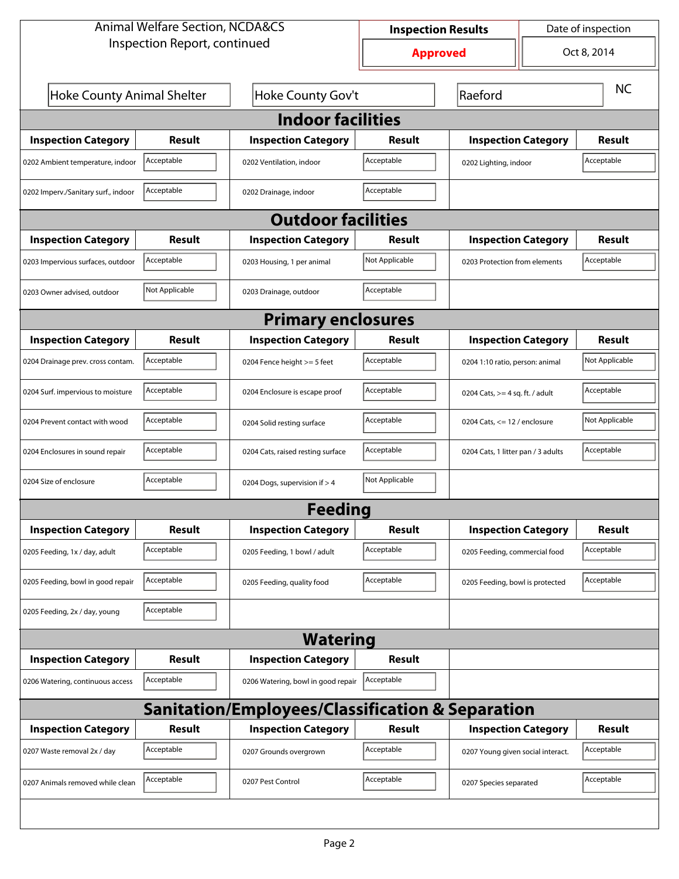| Animal Welfare Section, NCDA&CS Inspection Report, continued | Inspection Results | Date of inspection |
|---|---|---|
| | **Approved** | Oct 8, 2014 |

| Hoke County Animal Shelter | Hoke County Gov't | Raeford | NC |
|---|---|---|---|

## Indoor facilities

| Inspection Category | Result | Inspection Category | Result | Inspection Category | Result |
|---|---|---|---|---|---|
| 0202 Ambient temperature, indoor | Acceptable | 0202 Ventilation, indoor | Acceptable | 0202 Lighting, indoor | Acceptable |
| 0202 Imperv./Sanitary surf., indoor | Acceptable | 0202 Drainage, indoor | Acceptable | | |

## Outdoor facilities

| Inspection Category | Result | Inspection Category | Result | Inspection Category | Result |
|---|---|---|---|---|---|
| 0203 Impervious surfaces, outdoor | Acceptable | 0203 Housing, 1 per animal | Not Applicable | 0203 Protection from elements | Acceptable |
| 0203 Owner advised, outdoor | Not Applicable | 0203 Drainage, outdoor | Acceptable | | |

## Primary enclosures

| Inspection Category | Result | Inspection Category | Result | Inspection Category | Result |
|---|---|---|---|---|---|
| 0204 Drainage prev. cross contam. | Acceptable | 0204 Fence height >= 5 feet | Acceptable | 0204 1:10 ratio, person: animal | Not Applicable |
| 0204 Surf. impervious to moisture | Acceptable | 0204 Enclosure is escape proof | Acceptable | 0204 Cats, >= 4 sq. ft. / adult | Acceptable |
| 0204 Prevent contact with wood | Acceptable | 0204 Solid resting surface | Acceptable | 0204 Cats, <= 12 / enclosure | Not Applicable |
| 0204 Enclosures in sound repair | Acceptable | 0204 Cats, raised resting surface | Acceptable | 0204 Cats, 1 litter pan / 3 adults | Acceptable |
| 0204 Size of enclosure | Acceptable | 0204 Dogs, supervision if > 4 | Not Applicable | | |

## Feeding

| Inspection Category | Result | Inspection Category | Result | Inspection Category | Result |
|---|---|---|---|---|---|
| 0205 Feeding, 1x / day, adult | Acceptable | 0205 Feeding, 1 bowl / adult | Acceptable | 0205 Feeding, commercial food | Acceptable |
| 0205 Feeding, bowl in good repair | Acceptable | 0205 Feeding, quality food | Acceptable | 0205 Feeding, bowl is protected | Acceptable |
| 0205 Feeding, 2x / day, young | Acceptable | | | | |

## Watering

| Inspection Category | Result | Inspection Category | Result |
|---|---|---|---|
| 0206 Watering, continuous access | Acceptable | 0206 Watering, bowl in good repair | Acceptable |

## Sanitation/Employees/Classification & Separation

| Inspection Category | Result | Inspection Category | Result | Inspection Category | Result |
|---|---|---|---|---|---|
| 0207 Waste removal 2x / day | Acceptable | 0207 Grounds overgrown | Acceptable | 0207 Young given social interact. | Acceptable |
| 0207 Animals removed while clean | Acceptable | 0207 Pest Control | Acceptable | 0207 Species separated | Acceptable |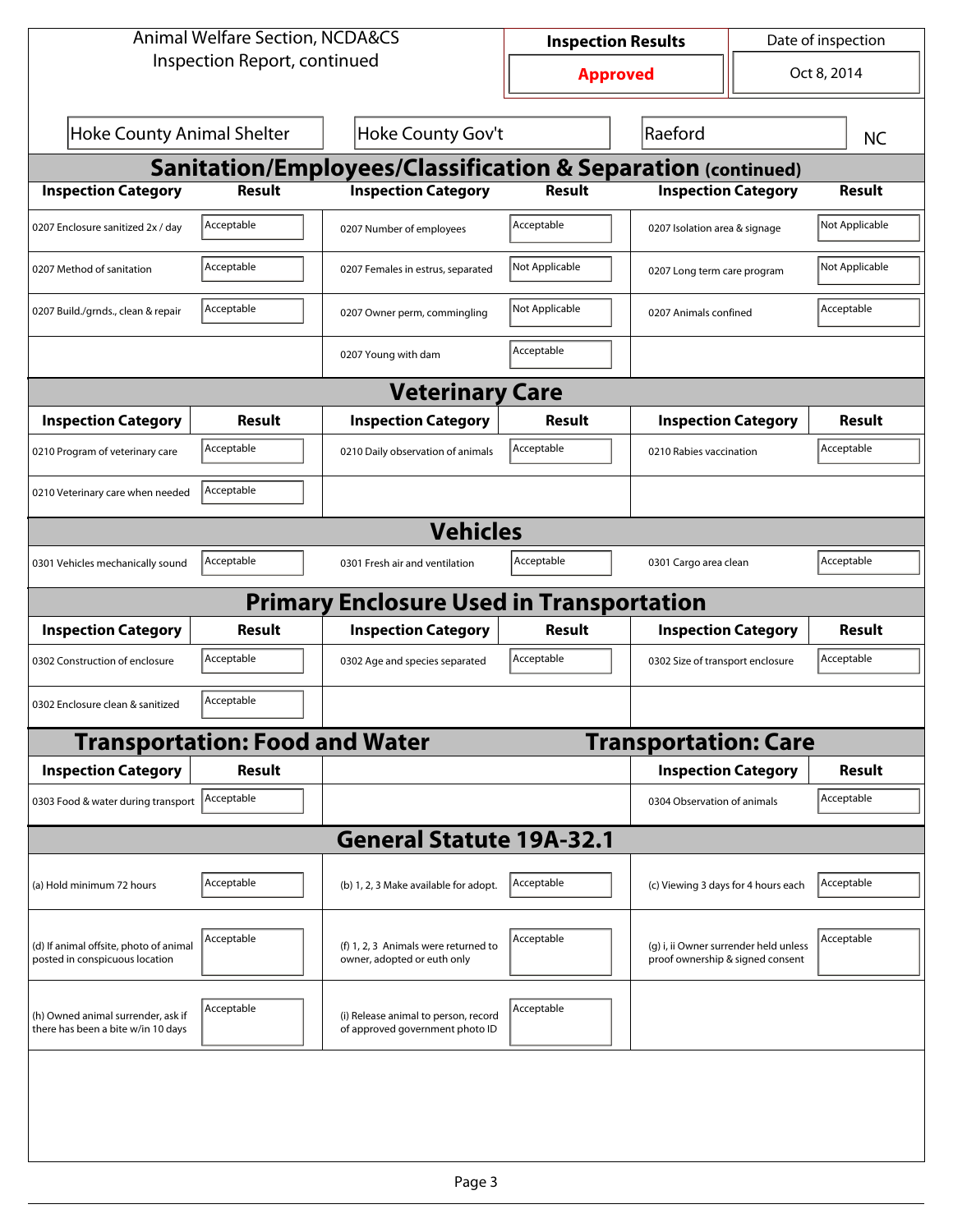Animal Welfare Section, NCDA&CS
Inspection Report, continued

| Inspection Results | Date of inspection |
|---|---|
| **Approved** | Oct 8, 2014 |

| Hoke County Animal Shelter | Hoke County Gov't | Raeford | NC |
|---|---|---|---|

## Sanitation/Employees/Classification & Separation (continued)

| Inspection Category | Result | Inspection Category | Result | Inspection Category | Result |
|---|---|---|---|---|---|
| 0207 Enclosure sanitized 2x / day | Acceptable | 0207 Number of employees | Acceptable | 0207 Isolation area & signage | Not Applicable |
| 0207 Method of sanitation | Acceptable | 0207 Females in estrus, separated | Not Applicable | 0207 Long term care program | Not Applicable |
| 0207 Build./grnds., clean & repair | Acceptable | 0207 Owner perm, commingling | Not Applicable | 0207 Animals confined | Acceptable |
| | | 0207 Young with dam | Acceptable | | |

## Veterinary Care

| Inspection Category | Result | Inspection Category | Result | Inspection Category | Result |
|---|---|---|---|---|---|
| 0210 Program of veterinary care | Acceptable | 0210 Daily observation of animals | Acceptable | 0210 Rabies vaccination | Acceptable |
| 0210 Veterinary care when needed | Acceptable | | | | |

## Vehicles

| Inspection Category | Result | Inspection Category | Result | Inspection Category | Result |
|---|---|---|---|---|---|
| 0301 Vehicles mechanically sound | Acceptable | 0301 Fresh air and ventilation | Acceptable | 0301 Cargo area clean | Acceptable |

## Primary Enclosure Used in Transportation

| Inspection Category | Result | Inspection Category | Result | Inspection Category | Result |
|---|---|---|---|---|---|
| 0302 Construction of enclosure | Acceptable | 0302 Age and species separated | Acceptable | 0302 Size of transport enclosure | Acceptable |
| 0302 Enclosure clean & sanitized | Acceptable | | | | |

## Transportation: Food and Water

| Inspection Category | Result |
|---|---|
| 0303 Food & water during transport | Acceptable |

## Transportation: Care

| Inspection Category | Result |
|---|---|
| 0304 Observation of animals | Acceptable |

## General Statute 19A-32.1

| Inspection Category | Result | Inspection Category | Result | Inspection Category | Result |
|---|---|---|---|---|---|
| (a) Hold minimum 72 hours | Acceptable | (b) 1, 2, 3 Make available for adopt. | Acceptable | (c) Viewing 3 days for 4 hours each | Acceptable |
| (d) If animal offsite, photo of animal posted in conspicuous location | Acceptable | (f) 1, 2, 3 Animals were returned to owner, adopted or euth only | Acceptable | (g) i, ii Owner surrender held unless proof ownership & signed consent | Acceptable |
| (h) Owned animal surrender, ask if there has been a bite w/in 10 days | Acceptable | (i) Release animal to person, record of approved government photo ID | Acceptable | | |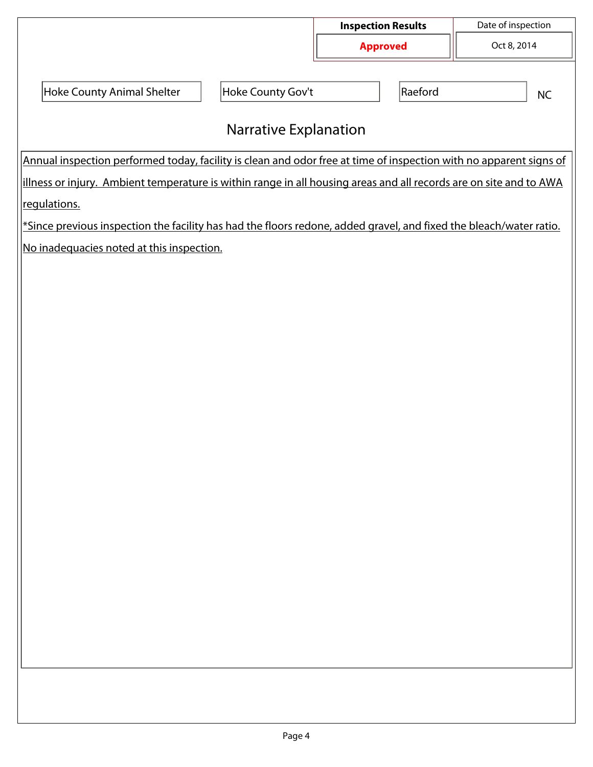| Inspection Results | Date of inspection |
| --- | --- |
| **Approved** | Oct 8, 2014 |

| Hoke County Animal Shelter | Hoke County Gov't | Raeford | NC |
| --- | --- | --- | --- |

## Narrative Explanation

Annual inspection performed today, facility is clean and odor free at time of inspection with no apparent signs of illness or injury. Ambient temperature is within range in all housing areas and all records are on site and to AWA regulations.

*Since previous inspection the facility has had the floors redone, added gravel, and fixed the bleach/water ratio. No inadequacies noted at this inspection.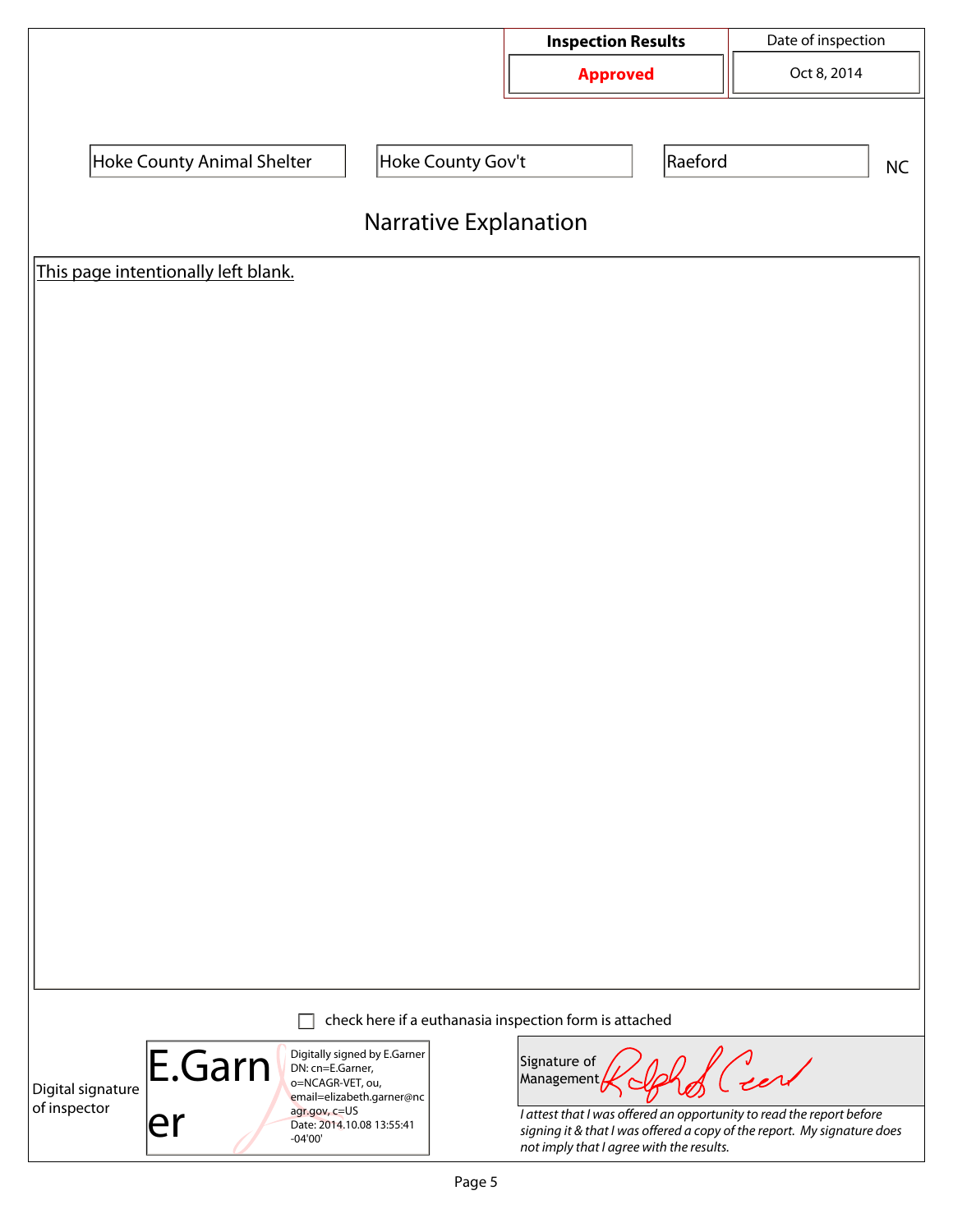| Inspection Results | Date of inspection |
| --- | --- |
| **Approved** | Oct 8, 2014 |

| | | | |
| --- | --- | --- | --- |
| Hoke County Animal Shelter | Hoke County Gov't | Raeford | NC |

## Narrative Explanation

This page intentionally left blank.

☐ check here if a euthanasia inspection form is attached

Digital signature of inspector: E.Garner — Digitally signed by E.Garner DN: cn=E.Garner, o=NCAGR-VET, ou, email=elizabeth.garner@ncagr.gov, c=US Date: 2014.10.08 13:55:41 -04'00'

Signature of Management

*I attest that I was offered an opportunity to read the report before signing it & that I was offered a copy of the report. My signature does not imply that I agree with the results.*